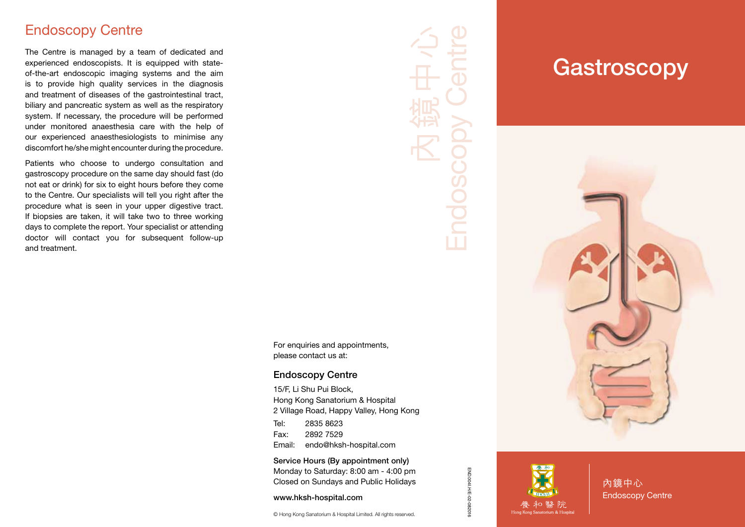## Endoscopy Centre

The Centre is managed by a team of dedicated and experienced endoscopists. It is equipped with state-of-the-art endoscopic imaging systems and the aim is to provide high quality services in the diagnosis and treatment of diseases of the gastrointestinal tract, biliary and pancreatic system as well as the respiratory system. If necessary, the procedure will be performed under monitored anaesthesia care with the help of our experienced anaesthesiologists to minimise any discomfort he/she might encounter during the procedure.

Patients who choose to undergo consultation and gastroscopy procedure on the same day should fast (do not eat or drink) for six to eight hours before they come to the Centre. Our specialists will tell you right after the procedure what is seen in your upper digestive tract. If biopsies are taken, it will take two to three working days to complete the report. Your specialist or attending doctor will contact you for subsequent follow-up and treatment.

內鏡中心 Endoscopy Centre

For enquiries and appointments, please contact us at:

### Endoscopy Centre

15/F, Li Shu Pui Block,
Hong Kong Sanatorium & Hospital
2 Village Road, Happy Valley, Hong Kong

Tel: 2835 8623
Fax: 2892 7529
Email: endo@hksh-hospital.com

**Service Hours (By appointment only)**
Monday to Saturday: 8:00 am - 4:00 pm
Closed on Sundays and Public Holidays

**www.hksh-hospital.com**

© Hong Kong Sanatorium & Hospital Limited. All rights reserved.

END.004I.H/E-02-082016

# Gastroscopy

養和醫院
Hong Kong Sanatorium & Hospital

內鏡中心
Endoscopy Centre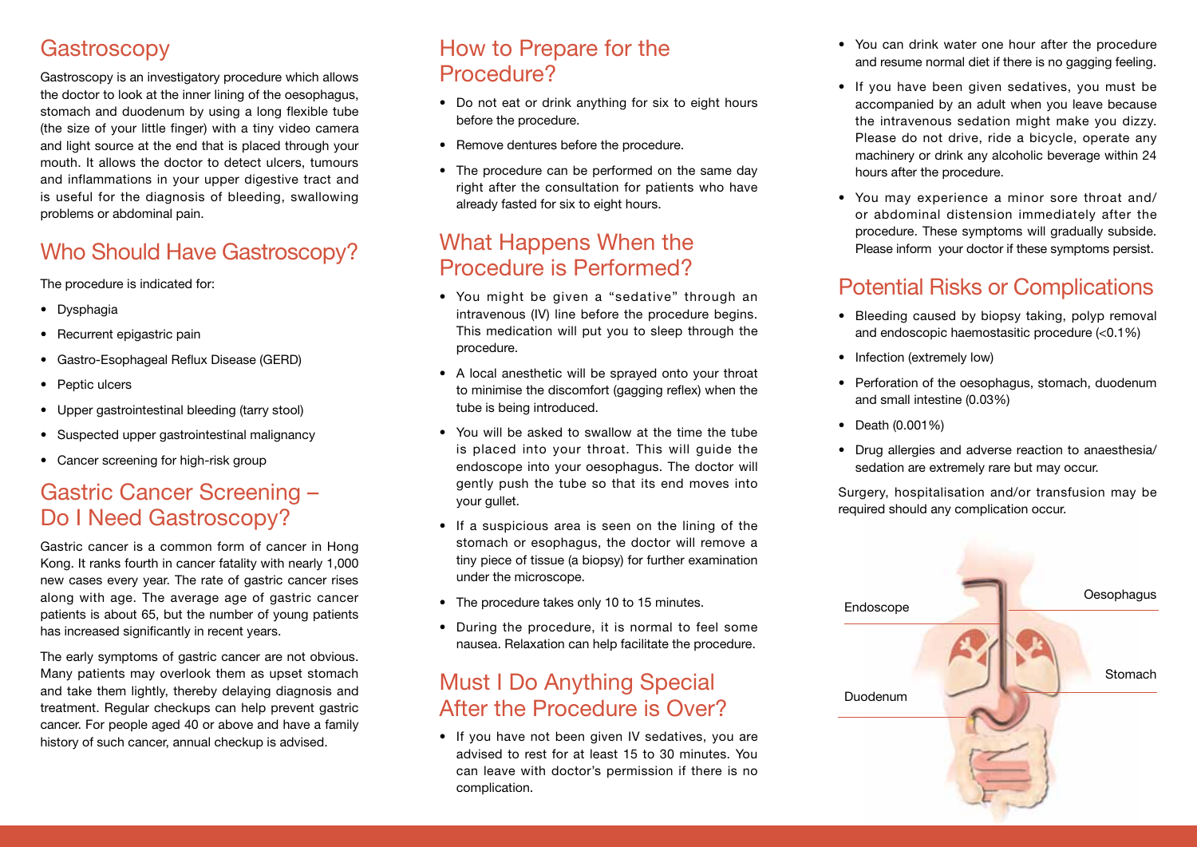## Gastroscopy

Gastroscopy is an investigatory procedure which allows the doctor to look at the inner lining of the oesophagus, stomach and duodenum by using a long flexible tube (the size of your little finger) with a tiny video camera and light source at the end that is placed through your mouth. It allows the doctor to detect ulcers, tumours and inflammations in your upper digestive tract and is useful for the diagnosis of bleeding, swallowing problems or abdominal pain.

## Who Should Have Gastroscopy?

The procedure is indicated for:

- Dysphagia
- Recurrent epigastric pain
- Gastro-Esophageal Reflux Disease (GERD)
- Peptic ulcers
- Upper gastrointestinal bleeding (tarry stool)
- Suspected upper gastrointestinal malignancy
- Cancer screening for high-risk group

## Gastric Cancer Screening – Do I Need Gastroscopy?

Gastric cancer is a common form of cancer in Hong Kong. It ranks fourth in cancer fatality with nearly 1,000 new cases every year. The rate of gastric cancer rises along with age. The average age of gastric cancer patients is about 65, but the number of young patients has increased significantly in recent years.

The early symptoms of gastric cancer are not obvious. Many patients may overlook them as upset stomach and take them lightly, thereby delaying diagnosis and treatment. Regular checkups can help prevent gastric cancer. For people aged 40 or above and have a family history of such cancer, annual checkup is advised.

## How to Prepare for the Procedure?

- Do not eat or drink anything for six to eight hours before the procedure.
- Remove dentures before the procedure.
- The procedure can be performed on the same day right after the consultation for patients who have already fasted for six to eight hours.

## What Happens When the Procedure is Performed?

- You might be given a "sedative" through an intravenous (IV) line before the procedure begins. This medication will put you to sleep through the procedure.
- A local anesthetic will be sprayed onto your throat to minimise the discomfort (gagging reflex) when the tube is being introduced.
- You will be asked to swallow at the time the tube is placed into your throat. This will guide the endoscope into your oesophagus. The doctor will gently push the tube so that its end moves into your gullet.
- If a suspicious area is seen on the lining of the stomach or esophagus, the doctor will remove a tiny piece of tissue (a biopsy) for further examination under the microscope.
- The procedure takes only 10 to 15 minutes.
- During the procedure, it is normal to feel some nausea. Relaxation can help facilitate the procedure.

## Must I Do Anything Special After the Procedure is Over?

- If you have not been given IV sedatives, you are advised to rest for at least 15 to 30 minutes. You can leave with doctor's permission if there is no complication.
- You can drink water one hour after the procedure and resume normal diet if there is no gagging feeling.
- If you have been given sedatives, you must be accompanied by an adult when you leave because the intravenous sedation might make you dizzy. Please do not drive, ride a bicycle, operate any machinery or drink any alcoholic beverage within 24 hours after the procedure.
- You may experience a minor sore throat and/or abdominal distension immediately after the procedure. These symptoms will gradually subside. Please inform your doctor if these symptoms persist.

## Potential Risks or Complications

- Bleeding caused by biopsy taking, polyp removal and endoscopic haemostasitic procedure (<0.1%)
- Infection (extremely low)
- Perforation of the oesophagus, stomach, duodenum and small intestine (0.03%)
- Death (0.001%)
- Drug allergies and adverse reaction to anaesthesia/sedation are extremely rare but may occur.

Surgery, hospitalisation and/or transfusion may be required should any complication occur.

Endoscope
Oesophagus
Stomach
Duodenum